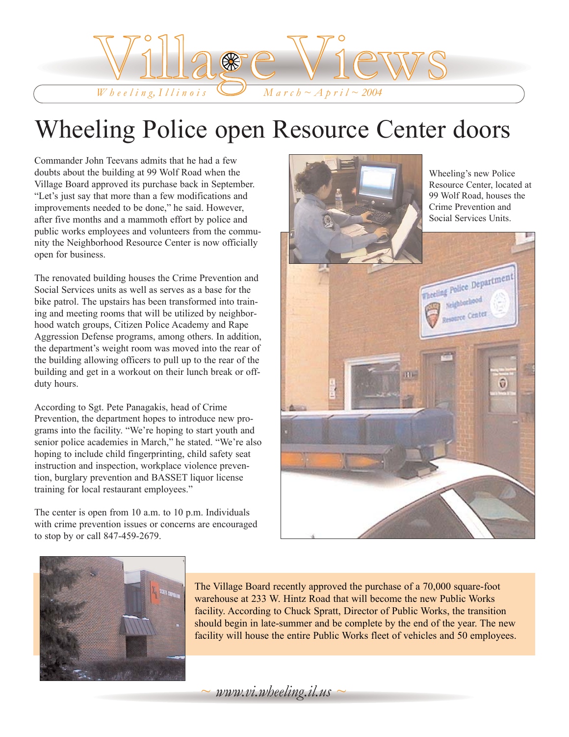# Village Views

*Wheeling, Illinois* *March ~ April ~ 2004*

# Wheeling Police open Resource Center doors

Commander John Teevans admits that he had a few doubts about the building at 99 Wolf Road when the Village Board approved its purchase back in September. "Let's just say that more than a few modifications and improvements needed to be done," he said. However, after five months and a mammoth effort by police and public works employees and volunteers from the community the Neighborhood Resource Center is now officially open for business.

The renovated building houses the Crime Prevention and Social Services units as well as serves as a base for the bike patrol. The upstairs has been transformed into training and meeting rooms that will be utilized by neighborhood watch groups, Citizen Police Academy and Rape Aggression Defense programs, among others. In addition, the department's weight room was moved into the rear of the building allowing officers to pull up to the rear of the building and get in a workout on their lunch break or off-duty hours.

According to Sgt. Pete Panagakis, head of Crime Prevention, the department hopes to introduce new programs into the facility. "We're hoping to start youth and senior police academies in March," he stated. "We're also hoping to include child fingerprinting, child safety seat instruction and inspection, workplace violence prevention, burglary prevention and BASSET liquor license training for local restaurant employees."

The center is open from 10 a.m. to 10 p.m. Individuals with crime prevention issues or concerns are encouraged to stop by or call 847-459-2679.

Wheeling's new Police Resource Center, located at 99 Wolf Road, houses the Crime Prevention and Social Services Units.

The Village Board recently approved the purchase of a 70,000 square-foot warehouse at 233 W. Hintz Road that will become the new Public Works facility. According to Chuck Spratt, Director of Public Works, the transition should begin in late-summer and be complete by the end of the year. The new facility will house the entire Public Works fleet of vehicles and 50 employees.

*~ www.vi.wheeling.il.us ~*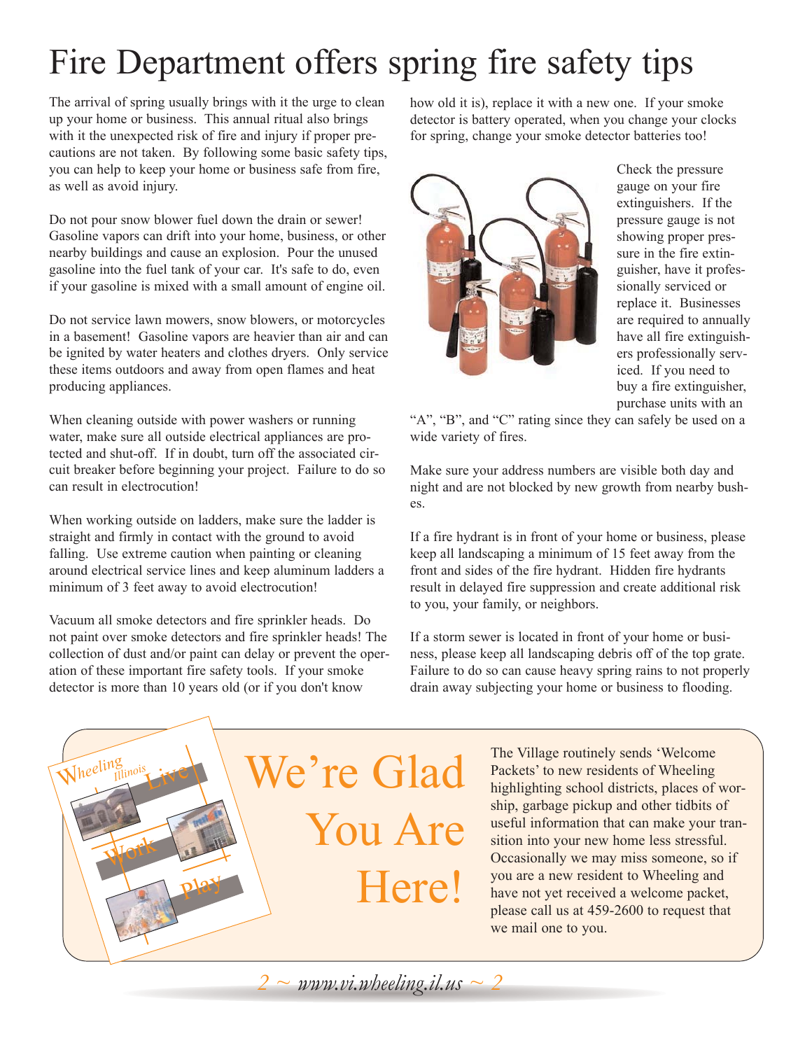# Fire Department offers spring fire safety tips

The arrival of spring usually brings with it the urge to clean up your home or business. This annual ritual also brings with it the unexpected risk of fire and injury if proper precautions are not taken. By following some basic safety tips, you can help to keep your home or business safe from fire, as well as avoid injury.

Do not pour snow blower fuel down the drain or sewer! Gasoline vapors can drift into your home, business, or other nearby buildings and cause an explosion. Pour the unused gasoline into the fuel tank of your car. It's safe to do, even if your gasoline is mixed with a small amount of engine oil.

Do not service lawn mowers, snow blowers, or motorcycles in a basement! Gasoline vapors are heavier than air and can be ignited by water heaters and clothes dryers. Only service these items outdoors and away from open flames and heat producing appliances.

When cleaning outside with power washers or running water, make sure all outside electrical appliances are protected and shut-off. If in doubt, turn off the associated circuit breaker before beginning your project. Failure to do so can result in electrocution!

When working outside on ladders, make sure the ladder is straight and firmly in contact with the ground to avoid falling. Use extreme caution when painting or cleaning around electrical service lines and keep aluminum ladders a minimum of 3 feet away to avoid electrocution!

Vacuum all smoke detectors and fire sprinkler heads. Do not paint over smoke detectors and fire sprinkler heads! The collection of dust and/or paint can delay or prevent the operation of these important fire safety tools. If your smoke detector is more than 10 years old (or if you don't know how old it is), replace it with a new one. If your smoke detector is battery operated, when you change your clocks for spring, change your smoke detector batteries too!

Check the pressure gauge on your fire extinguishers. If the pressure gauge is not showing proper pressure in the fire extinguisher, have it professionally serviced or replace it. Businesses are required to annually have all fire extinguishers professionally serviced. If you need to buy a fire extinguisher, purchase units with an "A", "B", and "C" rating since they can safely be used on a wide variety of fires.

Make sure your address numbers are visible both day and night and are not blocked by new growth from nearby bushes.

If a fire hydrant is in front of your home or business, please keep all landscaping a minimum of 15 feet away from the front and sides of the fire hydrant. Hidden fire hydrants result in delayed fire suppression and create additional risk to you, your family, or neighbors.

If a storm sewer is located in front of your home or business, please keep all landscaping debris off of the top grate. Failure to do so can cause heavy spring rains to not properly drain away subjecting your home or business to flooding.

## We're Glad You Are Here!

The Village routinely sends 'Welcome Packets' to new residents of Wheeling highlighting school districts, places of worship, garbage pickup and other tidbits of useful information that can make your transition into your new home less stressful. Occasionally we may miss someone, so if you are a new resident to Wheeling and have not yet received a welcome packet, please call us at 459-2600 to request that we mail one to you.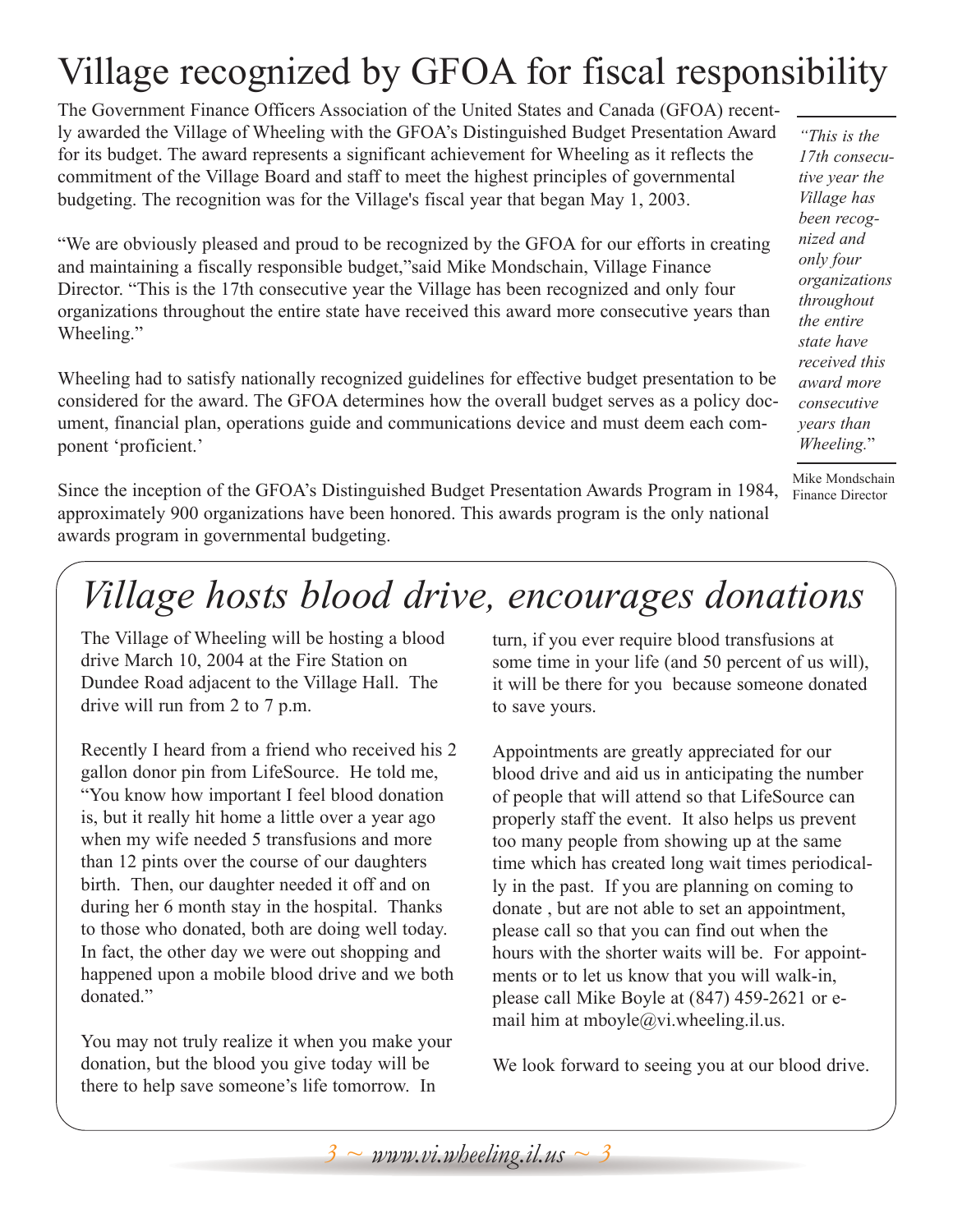# Village recognized by GFOA for fiscal responsibility

The Government Finance Officers Association of the United States and Canada (GFOA) recently awarded the Village of Wheeling with the GFOA's Distinguished Budget Presentation Award for its budget. The award represents a significant achievement for Wheeling as it reflects the commitment of the Village Board and staff to meet the highest principles of governmental budgeting. The recognition was for the Village's fiscal year that began May 1, 2003.

"We are obviously pleased and proud to be recognized by the GFOA for our efforts in creating and maintaining a fiscally responsible budget,"said Mike Mondschain, Village Finance Director. "This is the 17th consecutive year the Village has been recognized and only four organizations throughout the entire state have received this award more consecutive years than Wheeling."

> *"This is the 17th consecutive year the Village has been recognized and only four organizations throughout the entire state have received this award more consecutive years than Wheeling."*
>
> Mike Mondschain
> Finance Director

Wheeling had to satisfy nationally recognized guidelines for effective budget presentation to be considered for the award. The GFOA determines how the overall budget serves as a policy document, financial plan, operations guide and communications device and must deem each component 'proficient.'

Since the inception of the GFOA's Distinguished Budget Presentation Awards Program in 1984, approximately 900 organizations have been honored. This awards program is the only national awards program in governmental budgeting.

# *Village hosts blood drive, encourages donations*

The Village of Wheeling will be hosting a blood drive March 10, 2004 at the Fire Station on Dundee Road adjacent to the Village Hall. The drive will run from 2 to 7 p.m.

Recently I heard from a friend who received his 2 gallon donor pin from LifeSource. He told me, "You know how important I feel blood donation is, but it really hit home a little over a year ago when my wife needed 5 transfusions and more than 12 pints over the course of our daughters birth. Then, our daughter needed it off and on during her 6 month stay in the hospital. Thanks to those who donated, both are doing well today. In fact, the other day we were out shopping and happened upon a mobile blood drive and we both donated."

You may not truly realize it when you make your donation, but the blood you give today will be there to help save someone's life tomorrow. In turn, if you ever require blood transfusions at some time in your life (and 50 percent of us will), it will be there for you because someone donated to save yours.

Appointments are greatly appreciated for our blood drive and aid us in anticipating the number of people that will attend so that LifeSource can properly staff the event. It also helps us prevent too many people from showing up at the same time which has created long wait times periodically in the past. If you are planning on coming to donate , but are not able to set an appointment, please call so that you can find out when the hours with the shorter waits will be. For appointments or to let us know that you will walk-in, please call Mike Boyle at (847) 459-2621 or e-mail him at mboyle@vi.wheeling.il.us.

We look forward to seeing you at our blood drive.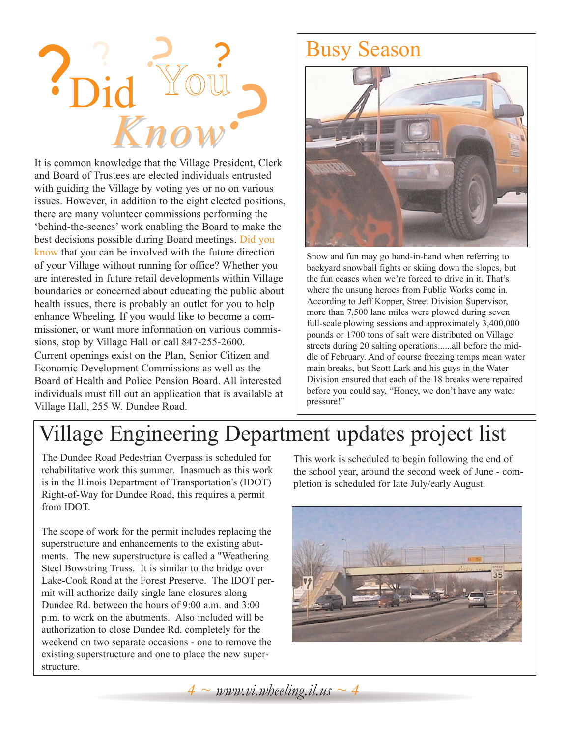# Did You Know?

It is common knowledge that the Village President, Clerk and Board of Trustees are elected individuals entrusted with guiding the Village by voting yes or no on various issues. However, in addition to the eight elected positions, there are many volunteer commissions performing the 'behind-the-scenes' work enabling the Board to make the best decisions possible during Board meetings. Did you know that you can be involved with the future direction of your Village without running for office? Whether you are interested in future retail developments within Village boundaries or concerned about educating the public about health issues, there is probably an outlet for you to help enhance Wheeling. If you would like to become a commissioner, or want more information on various commissions, stop by Village Hall or call 847-255-2600. Current openings exist on the Plan, Senior Citizen and Economic Development Commissions as well as the Board of Health and Police Pension Board. All interested individuals must fill out an application that is available at Village Hall, 255 W. Dundee Road.

## Busy Season

Snow and fun may go hand-in-hand when referring to backyard snowball fights or skiing down the slopes, but the fun ceases when we're forced to drive in it. That's where the unsung heroes from Public Works come in. According to Jeff Kopper, Street Division Supervisor, more than 7,500 lane miles were plowed during seven full-scale plowing sessions and approximately 3,400,000 pounds or 1700 tons of salt were distributed on Village streets during 20 salting operations......all before the middle of February. And of course freezing temps mean water main breaks, but Scott Lark and his guys in the Water Division ensured that each of the 18 breaks were repaired before you could say, "Honey, we don't have any water pressure!"

# Village Engineering Department updates project list

The Dundee Road Pedestrian Overpass is scheduled for rehabilitative work this summer. Inasmuch as this work is in the Illinois Department of Transportation's (IDOT) Right-of-Way for Dundee Road, this requires a permit from IDOT.

The scope of work for the permit includes replacing the superstructure and enhancements to the existing abutments. The new superstructure is called a "Weathering Steel Bowstring Truss. It is similar to the bridge over Lake-Cook Road at the Forest Preserve. The IDOT permit will authorize daily single lane closures along Dundee Rd. between the hours of 9:00 a.m. and 3:00 p.m. to work on the abutments. Also included will be authorization to close Dundee Rd. completely for the weekend on two separate occasions - one to remove the existing superstructure and one to place the new superstructure.

This work is scheduled to begin following the end of the school year, around the second week of June - completion is scheduled for late July/early August.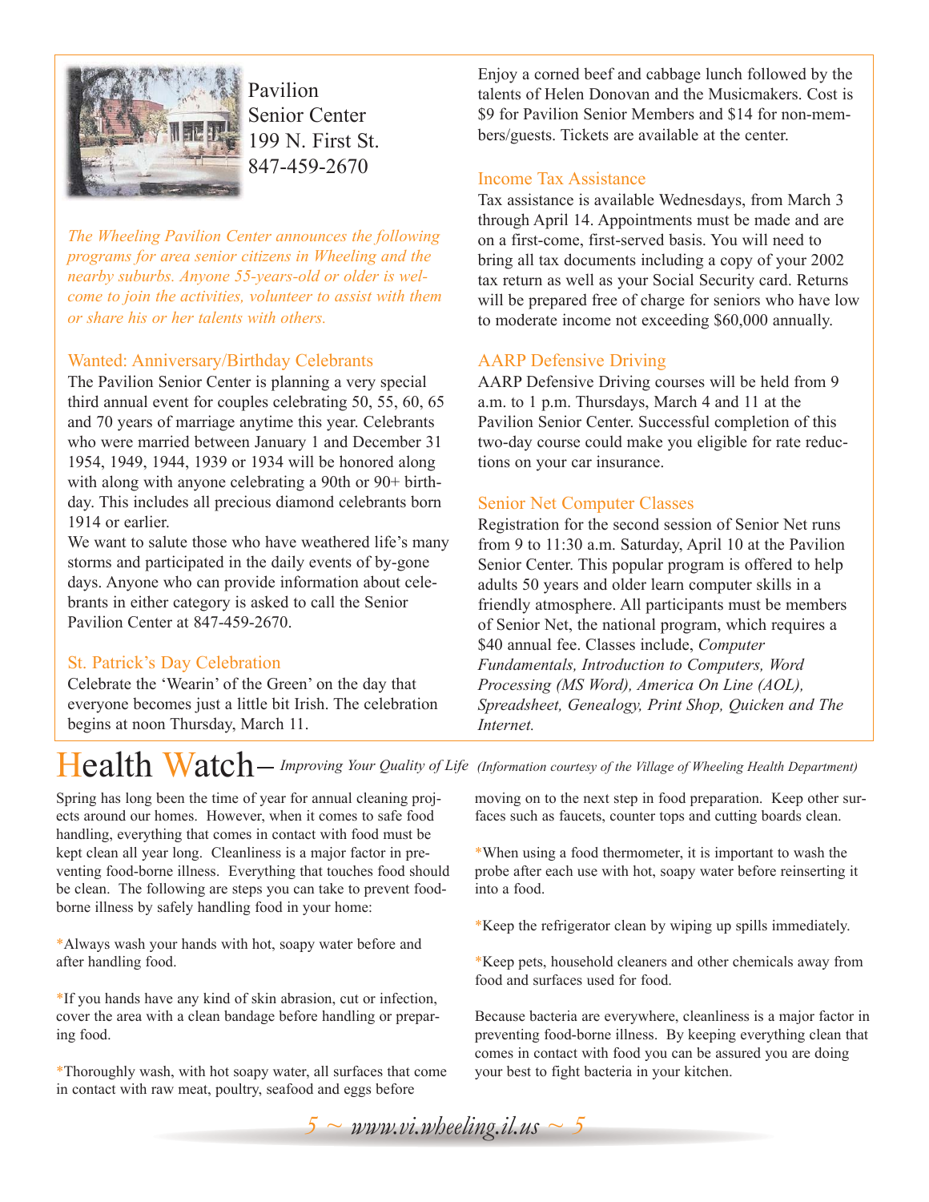Pavilion
Senior Center
199 N. First St.
847-459-2670

*The Wheeling Pavilion Center announces the following programs for area senior citizens in Wheeling and the nearby suburbs. Anyone 55-years-old or older is welcome to join the activities, volunteer to assist with them or share his or her talents with others.*

### Wanted: Anniversary/Birthday Celebrants

The Pavilion Senior Center is planning a very special third annual event for couples celebrating 50, 55, 60, 65 and 70 years of marriage anytime this year. Celebrants who were married between January 1 and December 31 1954, 1949, 1944, 1939 or 1934 will be honored along with along with anyone celebrating a 90th or 90+ birthday. This includes all precious diamond celebrants born 1914 or earlier.

We want to salute those who have weathered life's many storms and participated in the daily events of by-gone days. Anyone who can provide information about celebrants in either category is asked to call the Senior Pavilion Center at 847-459-2670.

### St. Patrick's Day Celebration

Celebrate the 'Wearin' of the Green' on the day that everyone becomes just a little bit Irish. The celebration begins at noon Thursday, March 11. Enjoy a corned beef and cabbage lunch followed by the talents of Helen Donovan and the Musicmakers. Cost is $9 for Pavilion Senior Members and $14 for non-members/guests. Tickets are available at the center.

### Income Tax Assistance

Tax assistance is available Wednesdays, from March 3 through April 14. Appointments must be made and are on a first-come, first-served basis. You will need to bring all tax documents including a copy of your 2002 tax return as well as your Social Security card. Returns will be prepared free of charge for seniors who have low to moderate income not exceeding $60,000 annually.

### AARP Defensive Driving

AARP Defensive Driving courses will be held from 9 a.m. to 1 p.m. Thursdays, March 4 and 11 at the Pavilion Senior Center. Successful completion of this two-day course could make you eligible for rate reductions on your car insurance.

### Senior Net Computer Classes

Registration for the second session of Senior Net runs from 9 to 11:30 a.m. Saturday, April 10 at the Pavilion Senior Center. This popular program is offered to help adults 50 years and older learn computer skills in a friendly atmosphere. All participants must be members of Senior Net, the national program, which requires a $40 annual fee. Classes include, *Computer Fundamentals, Introduction to Computers, Word Processing (MS Word), America On Line (AOL), Spreadsheet, Genealogy, Print Shop, Quicken and The Internet.*

# Health Watch– *Improving Your Quality of Life* *(Information courtesy of the Village of Wheeling Health Department)*

Spring has long been the time of year for annual cleaning projects around our homes. However, when it comes to safe food handling, everything that comes in contact with food must be kept clean all year long. Cleanliness is a major factor in preventing food-borne illness. Everything that touches food should be clean. The following are steps you can take to prevent food-borne illness by safely handling food in your home:

*Always wash your hands with hot, soapy water before and after handling food.

*If you hands have any kind of skin abrasion, cut or infection, cover the area with a clean bandage before handling or preparing food.

*Thoroughly wash, with hot soapy water, all surfaces that come in contact with raw meat, poultry, seafood and eggs before moving on to the next step in food preparation. Keep other surfaces such as faucets, counter tops and cutting boards clean.

*When using a food thermometer, it is important to wash the probe after each use with hot, soapy water before reinserting it into a food.

*Keep the refrigerator clean by wiping up spills immediately.

*Keep pets, household cleaners and other chemicals away from food and surfaces used for food.

Because bacteria are everywhere, cleanliness is a major factor in preventing food-borne illness. By keeping everything clean that comes in contact with food you can be assured you are doing your best to fight bacteria in your kitchen.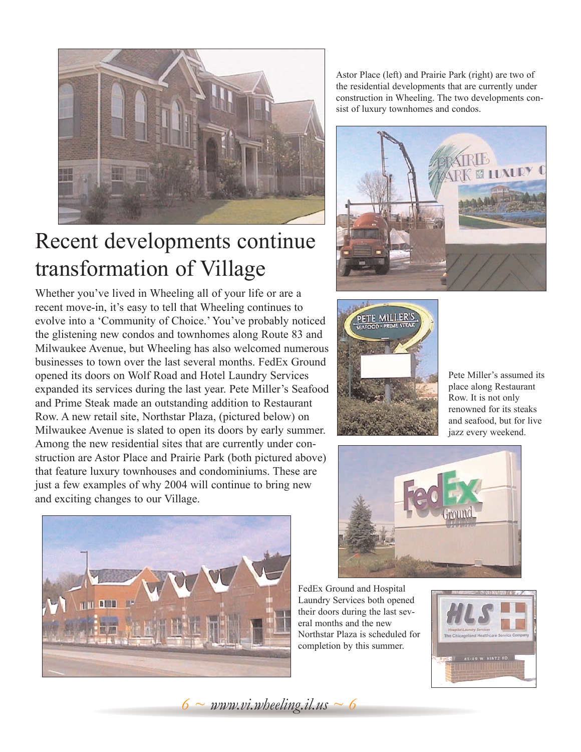# Recent developments continue transformation of Village

Whether you've lived in Wheeling all of your life or are a recent move-in, it's easy to tell that Wheeling continues to evolve into a 'Community of Choice.' You've probably noticed the glistening new condos and townhomes along Route 83 and Milwaukee Avenue, but Wheeling has also welcomed numerous businesses to town over the last several months. FedEx Ground opened its doors on Wolf Road and Hotel Laundry Services expanded its services during the last year. Pete Miller's Seafood and Prime Steak made an outstanding addition to Restaurant Row. A new retail site, Northstar Plaza, (pictured below) on Milwaukee Avenue is slated to open its doors by early summer. Among the new residential sites that are currently under construction are Astor Place and Prairie Park (both pictured above) that feature luxury townhouses and condominiums. These are just a few examples of why 2004 will continue to bring new and exciting changes to our Village.

Astor Place (left) and Prairie Park (right) are two of the residential developments that are currently under construction in Wheeling. The two developments consist of luxury townhomes and condos.

Pete Miller's assumed its place along Restaurant Row. It is not only renowned for its steaks and seafood, but for live jazz every weekend.

FedEx Ground and Hospital Laundry Services both opened their doors during the last several months and the new Northstar Plaza is scheduled for completion by this summer.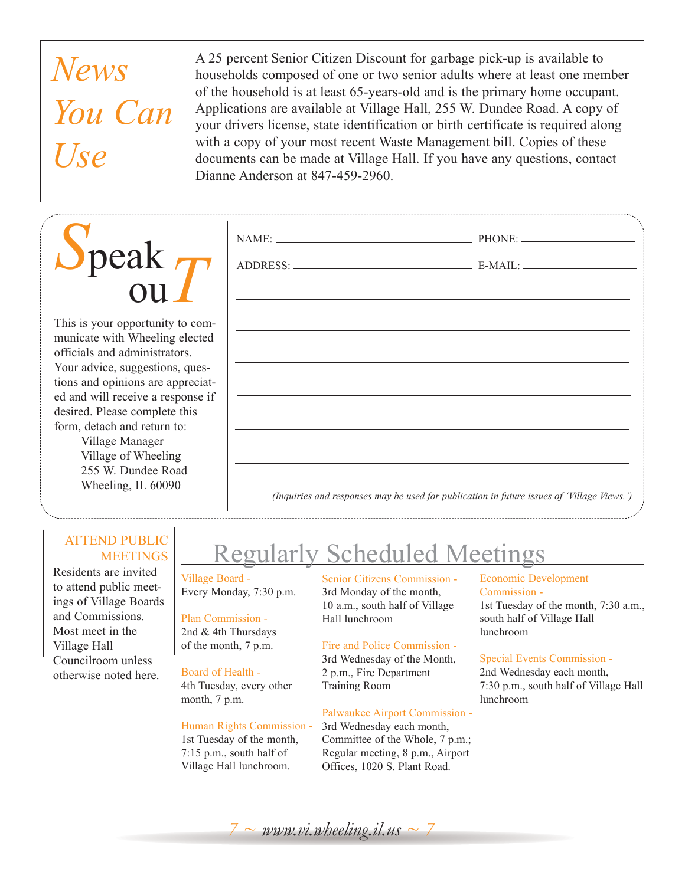# News You Can Use

A 25 percent Senior Citizen Discount for garbage pick-up is available to households composed of one or two senior adults where at least one member of the household is at least 65-years-old and is the primary home occupant. Applications are available at Village Hall, 255 W. Dundee Road. A copy of your drivers license, state identification or birth certificate is required along with a copy of your most recent Waste Management bill. Copies of these documents can be made at Village Hall. If you have any questions, contact Dianne Anderson at 847-459-2960.

# Speak ouT

This is your opportunity to communicate with Wheeling elected officials and administrators. Your advice, suggestions, questions and opinions are appreciated and will receive a response if desired. Please complete this form, detach and return to:

Village Manager
Village of Wheeling
255 W. Dundee Road
Wheeling, IL 60090

NAME: ______________________ PHONE: ______________

ADDRESS: ____________________ E-MAIL: ______________

______________________________________________

______________________________________________

______________________________________________

______________________________________________

______________________________________________

______________________________________________

*(Inquiries and responses may be used for publication in future issues of 'Village Views.')*

## ATTEND PUBLIC MEETINGS

Residents are invited to attend public meetings of Village Boards and Commissions. Most meet in the Village Hall Councilroom unless otherwise noted here.

# Regularly Scheduled Meetings

**Village Board -**
Every Monday, 7:30 p.m.

**Plan Commission -**
2nd & 4th Thursdays of the month, 7 p.m.

**Board of Health -**
4th Tuesday, every other month, 7 p.m.

**Human Rights Commission -**
1st Tuesday of the month, 7:15 p.m., south half of Village Hall lunchroom.

**Senior Citizens Commission -**
3rd Monday of the month, 10 a.m., south half of Village Hall lunchroom

**Fire and Police Commission -**
3rd Wednesday of the Month, 2 p.m., Fire Department Training Room

**Palwaukee Airport Commission -**
3rd Wednesday each month, Committee of the Whole, 7 p.m.; Regular meeting, 8 p.m., Airport Offices, 1020 S. Plant Road.

**Economic Development Commission -**
1st Tuesday of the month, 7:30 a.m., south half of Village Hall lunchroom

**Special Events Commission -**
2nd Wednesday each month, 7:30 p.m., south half of Village Hall lunchroom

*www.vi.wheeling.il.us*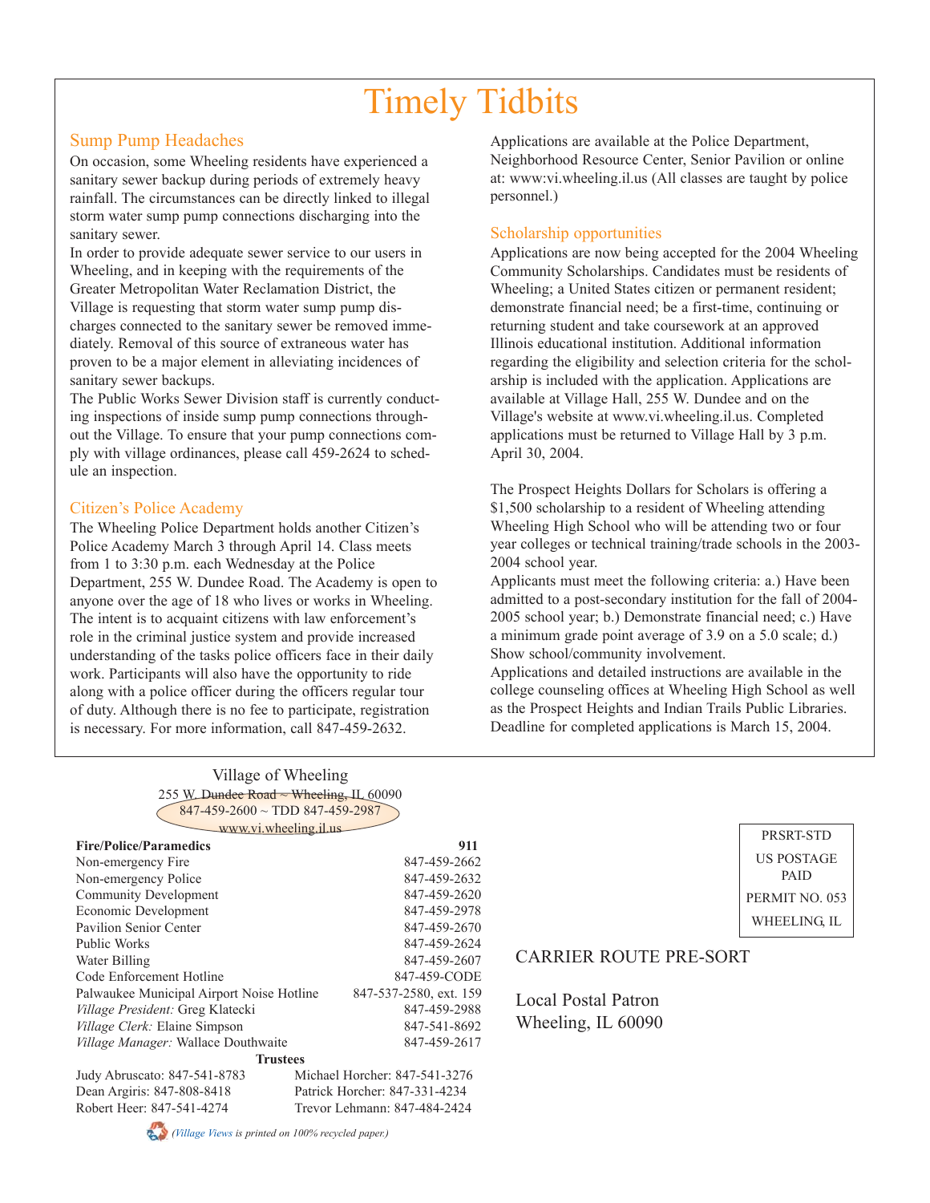# Timely Tidbits

## Sump Pump Headaches

On occasion, some Wheeling residents have experienced a sanitary sewer backup during periods of extremely heavy rainfall. The circumstances can be directly linked to illegal storm water sump pump connections discharging into the sanitary sewer.

In order to provide adequate sewer service to our users in Wheeling, and in keeping with the requirements of the Greater Metropolitan Water Reclamation District, the Village is requesting that storm water sump pump discharges connected to the sanitary sewer be removed immediately. Removal of this source of extraneous water has proven to be a major element in alleviating incidences of sanitary sewer backups.

The Public Works Sewer Division staff is currently conducting inspections of inside sump pump connections throughout the Village. To ensure that your pump connections comply with village ordinances, please call 459-2624 to schedule an inspection.

## Citizen's Police Academy

The Wheeling Police Department holds another Citizen's Police Academy March 3 through April 14. Class meets from 1 to 3:30 p.m. each Wednesday at the Police Department, 255 W. Dundee Road. The Academy is open to anyone over the age of 18 who lives or works in Wheeling. The intent is to acquaint citizens with law enforcement's role in the criminal justice system and provide increased understanding of the tasks police officers face in their daily work. Participants will also have the opportunity to ride along with a police officer during the officers regular tour of duty. Although there is no fee to participate, registration is necessary. For more information, call 847-459-2632. Applications are available at the Police Department, Neighborhood Resource Center, Senior Pavilion or online at: www:vi.wheeling.il.us (All classes are taught by police personnel.)

## Scholarship opportunities

Applications are now being accepted for the 2004 Wheeling Community Scholarships. Candidates must be residents of Wheeling; a United States citizen or permanent resident; demonstrate financial need; be a first-time, continuing or returning student and take coursework at an approved Illinois educational institution. Additional information regarding the eligibility and selection criteria for the scholarship is included with the application. Applications are available at Village Hall, 255 W. Dundee and on the Village's website at www.vi.wheeling.il.us. Completed applications must be returned to Village Hall by 3 p.m. April 30, 2004.

The Prospect Heights Dollars for Scholars is offering a $1,500 scholarship to a resident of Wheeling attending Wheeling High School who will be attending two or four year colleges or technical training/trade schools in the 2003-2004 school year.

Applicants must meet the following criteria: a.) Have been admitted to a post-secondary institution for the fall of 2004-2005 school year; b.) Demonstrate financial need; c.) Have a minimum grade point average of 3.9 on a 5.0 scale; d.) Show school/community involvement.

Applications and detailed instructions are available in the college counseling offices at Wheeling High School as well as the Prospect Heights and Indian Trails Public Libraries. Deadline for completed applications is March 15, 2004.

---

Village of Wheeling
255 W. Dundee Road ~ Wheeling, IL 60090
847-459-2600 ~ TDD 847-459-2987
www.vi.wheeling.il.us

| | |
|---|---|
| **Fire/Police/Paramedics** | **911** |
| Non-emergency Fire | 847-459-2662 |
| Non-emergency Police | 847-459-2632 |
| Community Development | 847-459-2620 |
| Economic Development | 847-459-2978 |
| Pavilion Senior Center | 847-459-2670 |
| Public Works | 847-459-2624 |
| Water Billing | 847-459-2607 |
| Code Enforcement Hotline | 847-459-CODE |
| Palwaukee Municipal Airport Noise Hotline | 847-537-2580, ext. 159 |
| *Village President:* Greg Klatecki | 847-459-2988 |
| *Village Clerk:* Elaine Simpson | 847-541-8692 |
| *Village Manager:* Wallace Douthwaite | 847-459-2617 |

**Trustees**

| | |
|---|---|
| Judy Abruscato: 847-541-8783 | Michael Horcher: 847-541-3276 |
| Dean Argiris: 847-808-8418 | Patrick Horcher: 847-331-4234 |
| Robert Heer: 847-541-4274 | Trevor Lehmann: 847-484-2424 |

*(Village Views is printed on 100% recycled paper.)*

PRSRT-STD
US POSTAGE PAID
PERMIT NO. 053
WHEELING, IL

CARRIER ROUTE PRE-SORT

Local Postal Patron
Wheeling, IL 60090